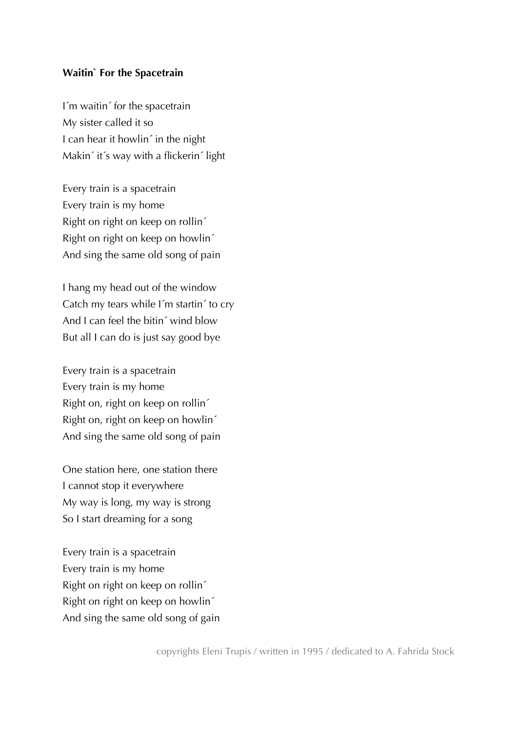**Waitin` For the Spacetrain**

I´m waitin´ for the spacetrain
My sister called it so
I can hear it howlin´ in the night
Makin´ it´s way with a flickerin´ light

Every train is a spacetrain
Every train is my home
Right on right on keep on rollin´
Right on right on keep on howlin´
And sing the same old song of pain

I hang my head out of the window
Catch my tears while I´m startin´ to cry
And I can feel the bitin´ wind blow
But all I can do is just say good bye

Every train is a spacetrain
Every train is my home
Right on, right on keep on rollin´
Right on, right on keep on howlin´
And sing the same old song of pain

One station here, one station there
I cannot stop it everywhere
My way is long, my way is strong
So I start dreaming for a song

Every train is a spacetrain
Every train is my home
Right on right on keep on rollin´
Right on right on keep on howlin´
And sing the same old song of gain

copyrights Eleni Trupis / written in 1995 / dedicated to A. Fahrida Stock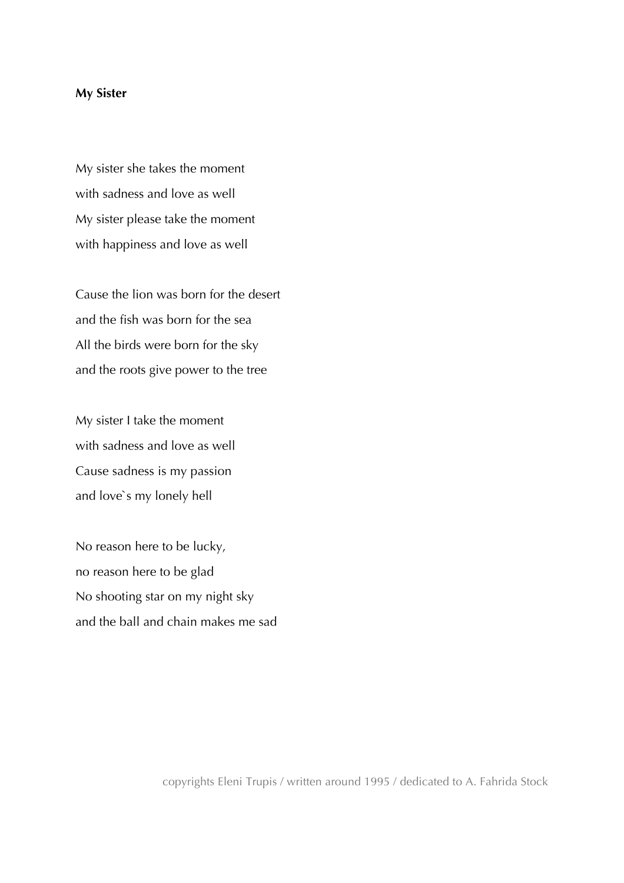**My Sister**

My sister she takes the moment  
with sadness and love as well  
My sister please take the moment  
with happiness and love as well

Cause the lion was born for the desert  
and the fish was born for the sea  
All the birds were born for the sky  
and the roots give power to the tree

My sister I take the moment  
with sadness and love as well  
Cause sadness is my passion  
and love`s my lonely hell

No reason here to be lucky,  
no reason here to be glad  
No shooting star on my night sky  
and the ball and chain makes me sad

copyrights Eleni Trupis / written around 1995 / dedicated to A. Fahrida Stock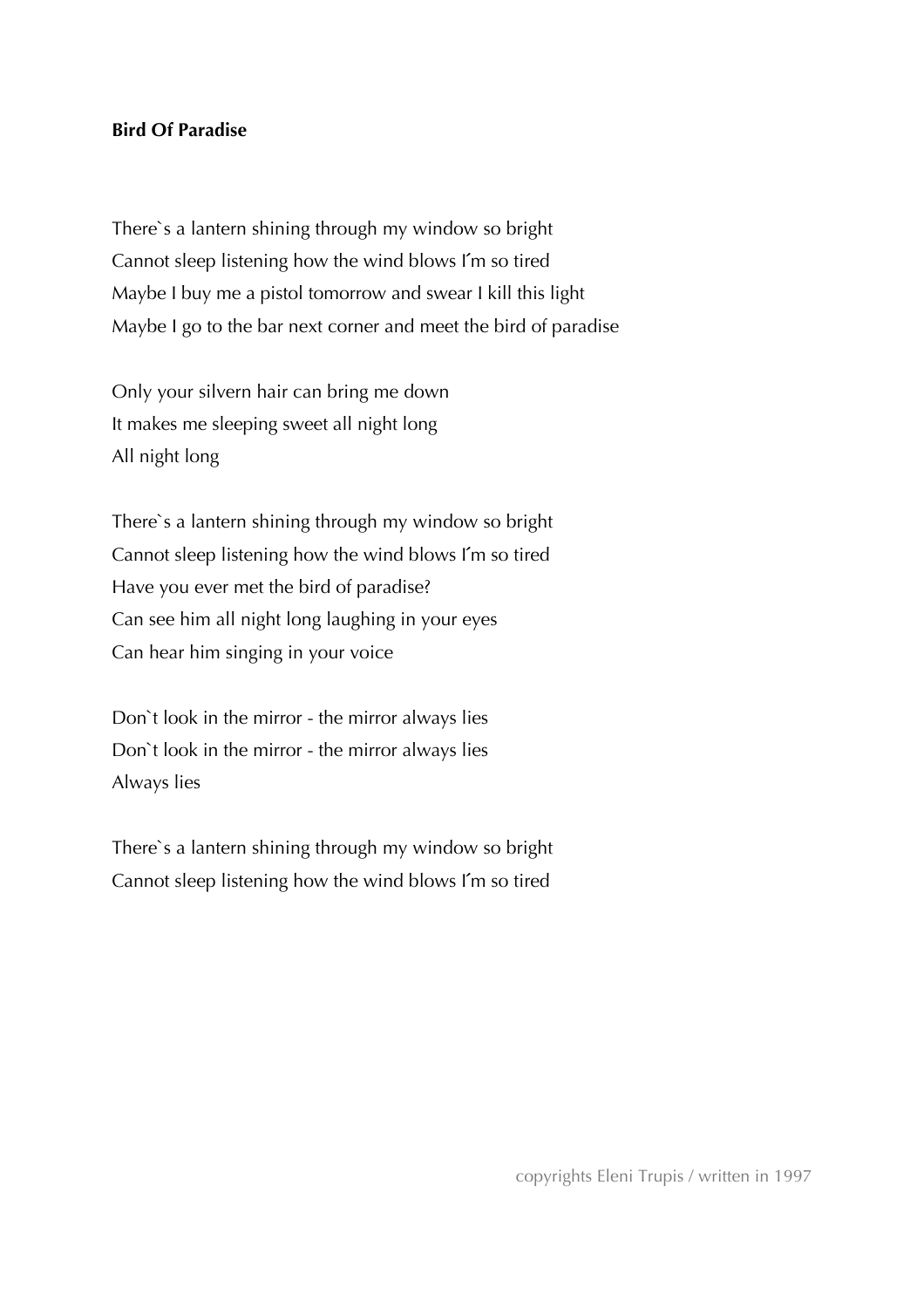**Bird Of Paradise**

There`s a lantern shining through my window so bright
Cannot sleep listening how the wind blows I´m so tired
Maybe I buy me a pistol tomorrow and swear I kill this light
Maybe I go to the bar next corner and meet the bird of paradise

Only your silvern hair can bring me down
It makes me sleeping sweet all night long
All night long

There`s a lantern shining through my window so bright
Cannot sleep listening how the wind blows I´m so tired
Have you ever met the bird of paradise?
Can see him all night long laughing in your eyes
Can hear him singing in your voice

Don`t look in the mirror - the mirror always lies
Don`t look in the mirror - the mirror always lies
Always lies

There`s a lantern shining through my window so bright
Cannot sleep listening how the wind blows I´m so tired

copyrights Eleni Trupis / written in 1997